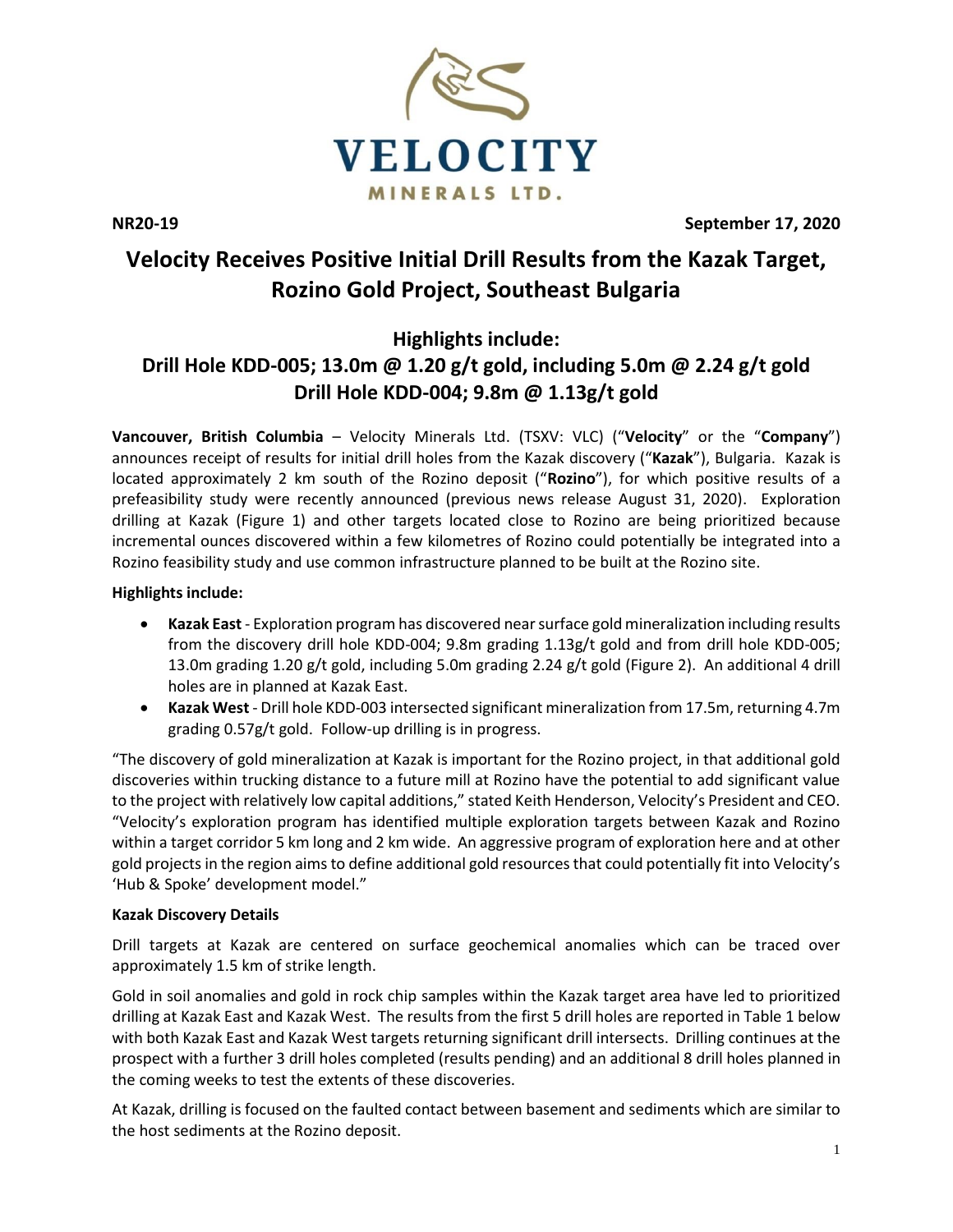VELOCITY MINERALS LTD.

**NR20-19** **September 17, 2020**

# Velocity Receives Positive Initial Drill Results from the Kazak Target, Rozino Gold Project, Southeast Bulgaria

## Highlights include:
## Drill Hole KDD-005; 13.0m @ 1.20 g/t gold, including 5.0m @ 2.24 g/t gold
## Drill Hole KDD-004; 9.8m @ 1.13g/t gold

**Vancouver, British Columbia** – Velocity Minerals Ltd. (TSXV: VLC) ("**Velocity**" or the "**Company**") announces receipt of results for initial drill holes from the Kazak discovery ("**Kazak**"), Bulgaria. Kazak is located approximately 2 km south of the Rozino deposit ("**Rozino**"), for which positive results of a prefeasibility study were recently announced (previous news release August 31, 2020). Exploration drilling at Kazak (Figure 1) and other targets located close to Rozino are being prioritized because incremental ounces discovered within a few kilometres of Rozino could potentially be integrated into a Rozino feasibility study and use common infrastructure planned to be built at the Rozino site.

**Highlights include:**

- **Kazak East** - Exploration program has discovered near surface gold mineralization including results from the discovery drill hole KDD-004; 9.8m grading 1.13g/t gold and from drill hole KDD-005; 13.0m grading 1.20 g/t gold, including 5.0m grading 2.24 g/t gold (Figure 2). An additional 4 drill holes are in planned at Kazak East.
- **Kazak West** - Drill hole KDD-003 intersected significant mineralization from 17.5m, returning 4.7m grading 0.57g/t gold. Follow-up drilling is in progress.

"The discovery of gold mineralization at Kazak is important for the Rozino project, in that additional gold discoveries within trucking distance to a future mill at Rozino have the potential to add significant value to the project with relatively low capital additions," stated Keith Henderson, Velocity's President and CEO. "Velocity's exploration program has identified multiple exploration targets between Kazak and Rozino within a target corridor 5 km long and 2 km wide. An aggressive program of exploration here and at other gold projects in the region aims to define additional gold resources that could potentially fit into Velocity's 'Hub & Spoke' development model."

**Kazak Discovery Details**

Drill targets at Kazak are centered on surface geochemical anomalies which can be traced over approximately 1.5 km of strike length.

Gold in soil anomalies and gold in rock chip samples within the Kazak target area have led to prioritized drilling at Kazak East and Kazak West. The results from the first 5 drill holes are reported in Table 1 below with both Kazak East and Kazak West targets returning significant drill intersects. Drilling continues at the prospect with a further 3 drill holes completed (results pending) and an additional 8 drill holes planned in the coming weeks to test the extents of these discoveries.

At Kazak, drilling is focused on the faulted contact between basement and sediments which are similar to the host sediments at the Rozino deposit.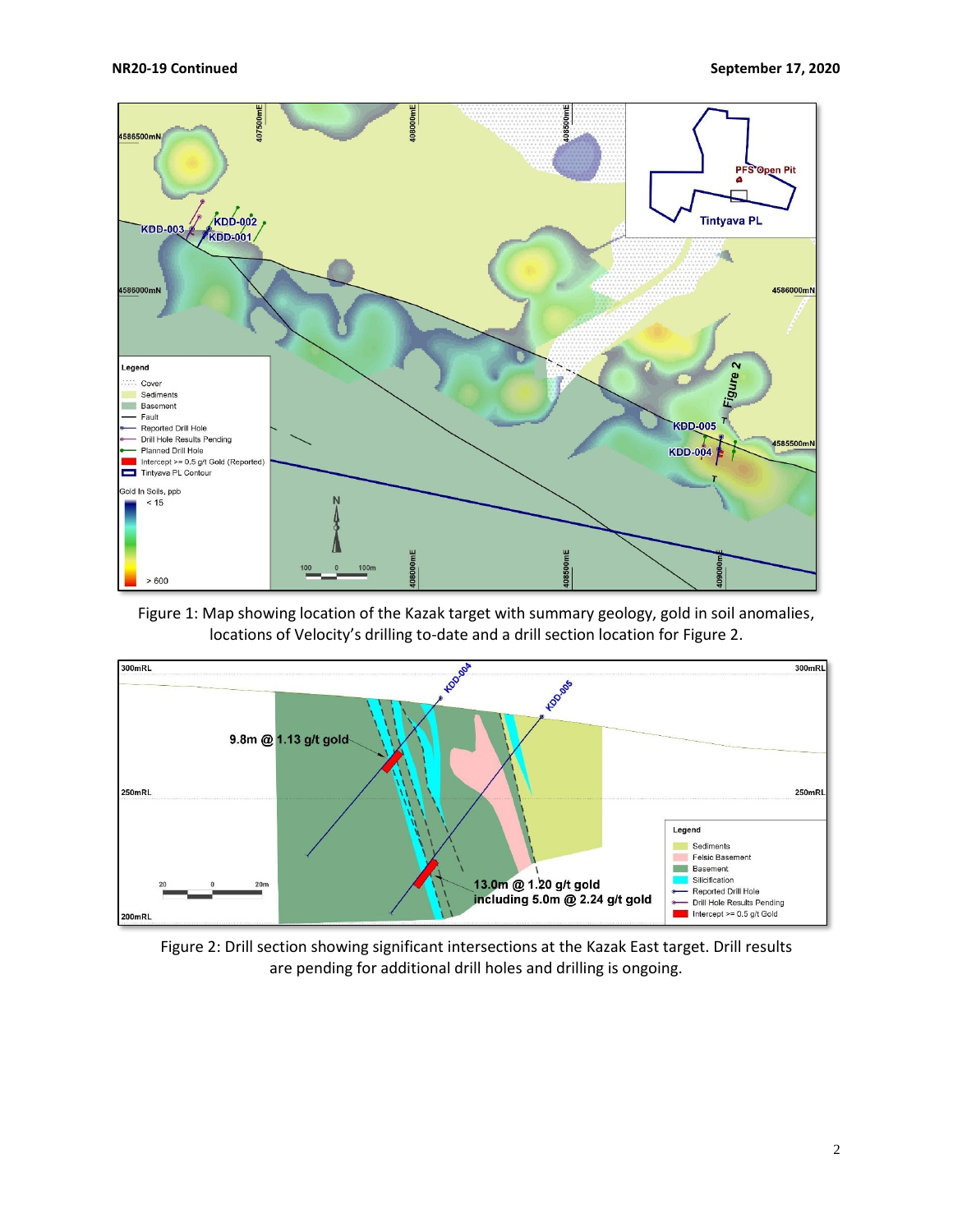Figure 1: Map showing location of the Kazak target with summary geology, gold in soil anomalies, locations of Velocity's drilling to-date and a drill section location for Figure 2.

Figure 2: Drill section showing significant intersections at the Kazak East target. Drill results are pending for additional drill holes and drilling is ongoing.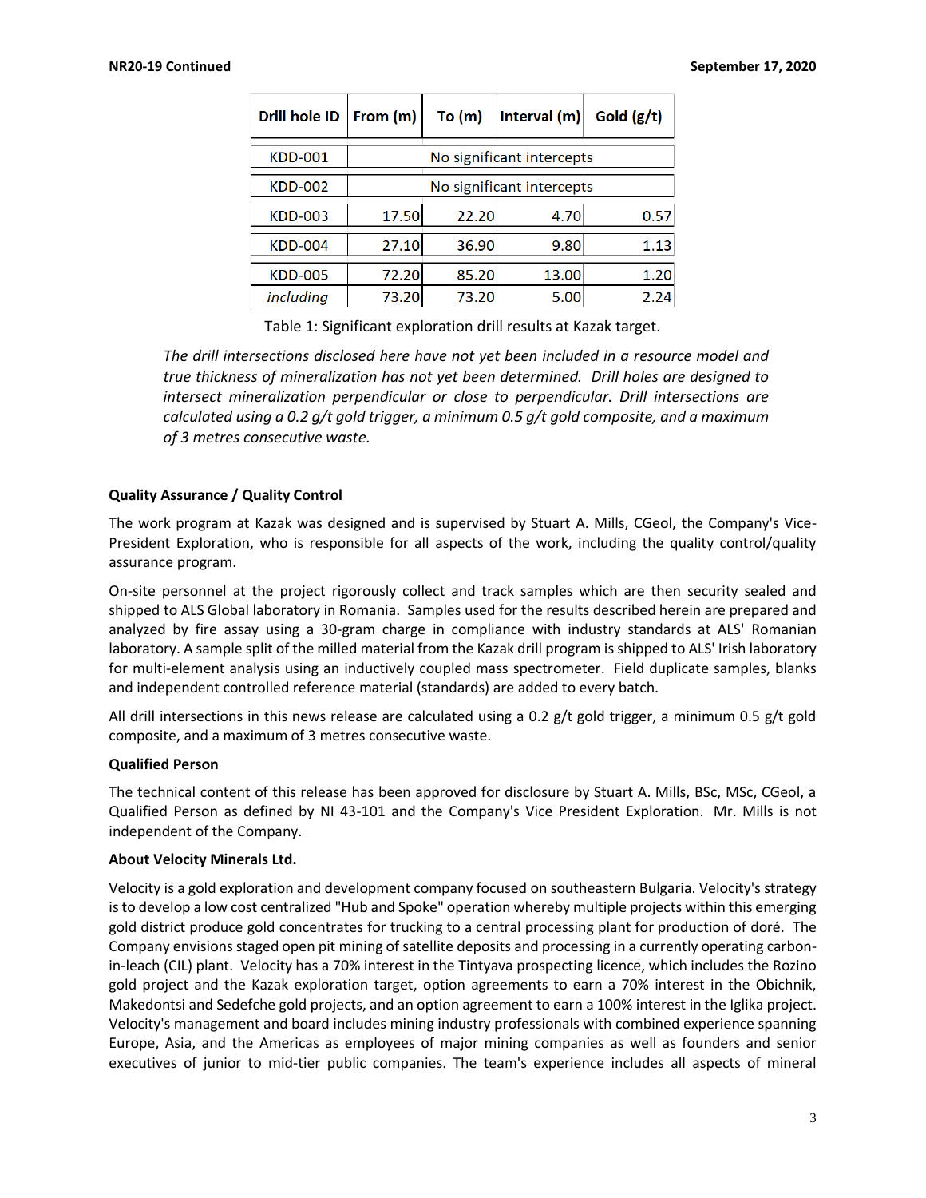| Drill hole ID | From (m) | To (m) | Interval (m) | Gold (g/t) |
|---|---|---|---|---|
| KDD-001 | No significant intercepts | | | |
| KDD-002 | No significant intercepts | | | |
| KDD-003 | 17.50 | 22.20 | 4.70 | 0.57 |
| KDD-004 | 27.10 | 36.90 | 9.80 | 1.13 |
| KDD-005 | 72.20 | 85.20 | 13.00 | 1.20 |
| *including* | 73.20 | 73.20 | 5.00 | 2.24 |

Table 1: Significant exploration drill results at Kazak target.

*The drill intersections disclosed here have not yet been included in a resource model and true thickness of mineralization has not yet been determined. Drill holes are designed to intersect mineralization perpendicular or close to perpendicular. Drill intersections are calculated using a 0.2 g/t gold trigger, a minimum 0.5 g/t gold composite, and a maximum of 3 metres consecutive waste.*

**Quality Assurance / Quality Control**

The work program at Kazak was designed and is supervised by Stuart A. Mills, CGeol, the Company's Vice-President Exploration, who is responsible for all aspects of the work, including the quality control/quality assurance program.

On-site personnel at the project rigorously collect and track samples which are then security sealed and shipped to ALS Global laboratory in Romania. Samples used for the results described herein are prepared and analyzed by fire assay using a 30-gram charge in compliance with industry standards at ALS' Romanian laboratory. A sample split of the milled material from the Kazak drill program is shipped to ALS' Irish laboratory for multi-element analysis using an inductively coupled mass spectrometer. Field duplicate samples, blanks and independent controlled reference material (standards) are added to every batch.

All drill intersections in this news release are calculated using a 0.2 g/t gold trigger, a minimum 0.5 g/t gold composite, and a maximum of 3 metres consecutive waste.

**Qualified Person**

The technical content of this release has been approved for disclosure by Stuart A. Mills, BSc, MSc, CGeol, a Qualified Person as defined by NI 43-101 and the Company's Vice President Exploration. Mr. Mills is not independent of the Company.

**About Velocity Minerals Ltd.**

Velocity is a gold exploration and development company focused on southeastern Bulgaria. Velocity's strategy is to develop a low cost centralized "Hub and Spoke" operation whereby multiple projects within this emerging gold district produce gold concentrates for trucking to a central processing plant for production of doré. The Company envisions staged open pit mining of satellite deposits and processing in a currently operating carbon-in-leach (CIL) plant. Velocity has a 70% interest in the Tintyava prospecting licence, which includes the Rozino gold project and the Kazak exploration target, option agreements to earn a 70% interest in the Obichnik, Makedontsi and Sedefche gold projects, and an option agreement to earn a 100% interest in the Iglika project. Velocity's management and board includes mining industry professionals with combined experience spanning Europe, Asia, and the Americas as employees of major mining companies as well as founders and senior executives of junior to mid-tier public companies. The team's experience includes all aspects of mineral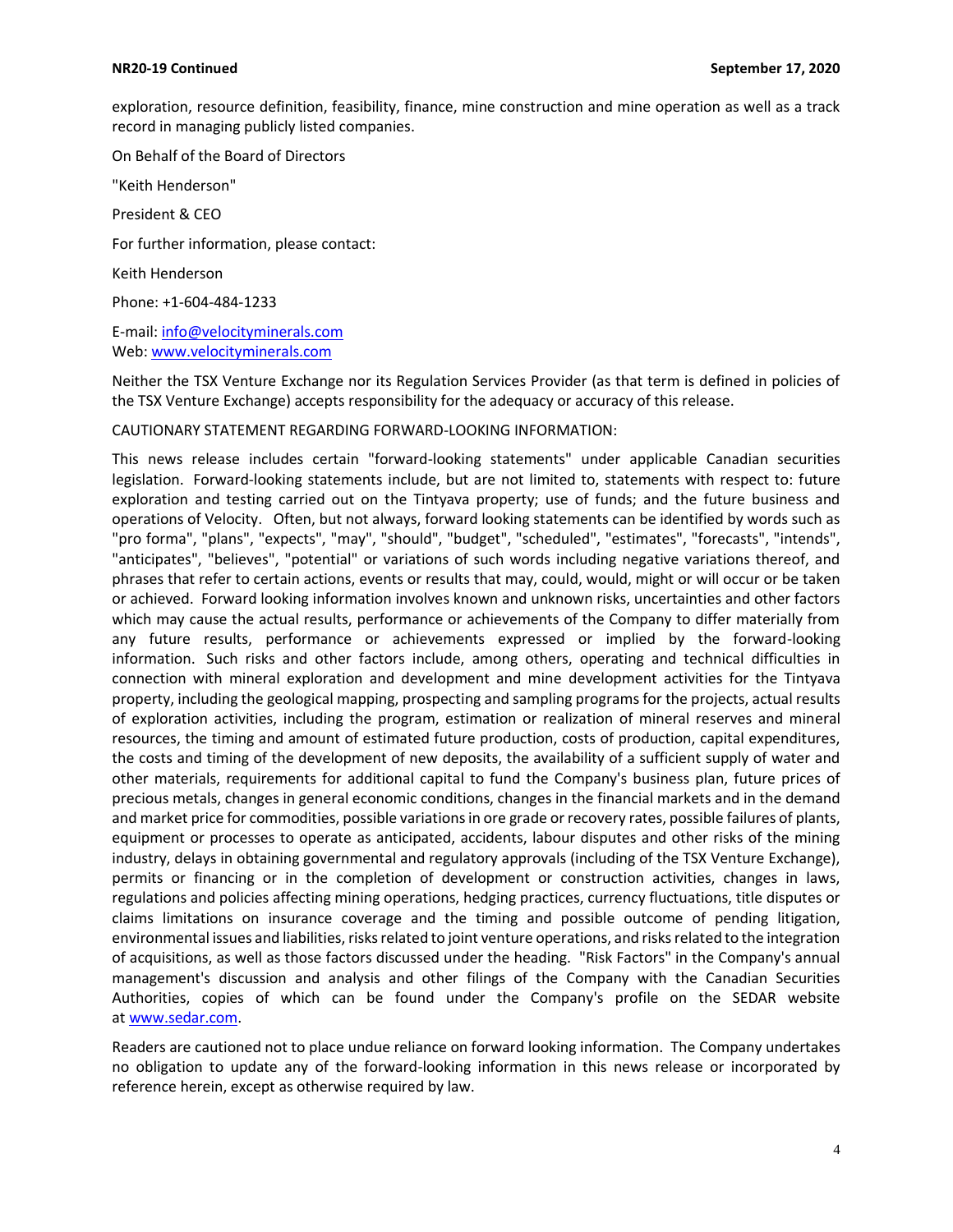exploration, resource definition, feasibility, finance, mine construction and mine operation as well as a track record in managing publicly listed companies.

On Behalf of the Board of Directors

"Keith Henderson"

President & CEO

For further information, please contact:

Keith Henderson

Phone: +1-604-484-1233

E-mail: info@velocityminerals.com
Web: www.velocityminerals.com

Neither the TSX Venture Exchange nor its Regulation Services Provider (as that term is defined in policies of the TSX Venture Exchange) accepts responsibility for the adequacy or accuracy of this release.

CAUTIONARY STATEMENT REGARDING FORWARD-LOOKING INFORMATION:

This news release includes certain "forward-looking statements" under applicable Canadian securities legislation. Forward-looking statements include, but are not limited to, statements with respect to: future exploration and testing carried out on the Tintyava property; use of funds; and the future business and operations of Velocity. Often, but not always, forward looking statements can be identified by words such as "pro forma", "plans", "expects", "may", "should", "budget", "scheduled", "estimates", "forecasts", "intends", "anticipates", "believes", "potential" or variations of such words including negative variations thereof, and phrases that refer to certain actions, events or results that may, could, would, might or will occur or be taken or achieved. Forward looking information involves known and unknown risks, uncertainties and other factors which may cause the actual results, performance or achievements of the Company to differ materially from any future results, performance or achievements expressed or implied by the forward-looking information. Such risks and other factors include, among others, operating and technical difficulties in connection with mineral exploration and development and mine development activities for the Tintyava property, including the geological mapping, prospecting and sampling programs for the projects, actual results of exploration activities, including the program, estimation or realization of mineral reserves and mineral resources, the timing and amount of estimated future production, costs of production, capital expenditures, the costs and timing of the development of new deposits, the availability of a sufficient supply of water and other materials, requirements for additional capital to fund the Company's business plan, future prices of precious metals, changes in general economic conditions, changes in the financial markets and in the demand and market price for commodities, possible variations in ore grade or recovery rates, possible failures of plants, equipment or processes to operate as anticipated, accidents, labour disputes and other risks of the mining industry, delays in obtaining governmental and regulatory approvals (including of the TSX Venture Exchange), permits or financing or in the completion of development or construction activities, changes in laws, regulations and policies affecting mining operations, hedging practices, currency fluctuations, title disputes or claims limitations on insurance coverage and the timing and possible outcome of pending litigation, environmental issues and liabilities, risks related to joint venture operations, and risks related to the integration of acquisitions, as well as those factors discussed under the heading. "Risk Factors" in the Company's annual management's discussion and analysis and other filings of the Company with the Canadian Securities Authorities, copies of which can be found under the Company's profile on the SEDAR website at www.sedar.com.

Readers are cautioned not to place undue reliance on forward looking information. The Company undertakes no obligation to update any of the forward-looking information in this news release or incorporated by reference herein, except as otherwise required by law.